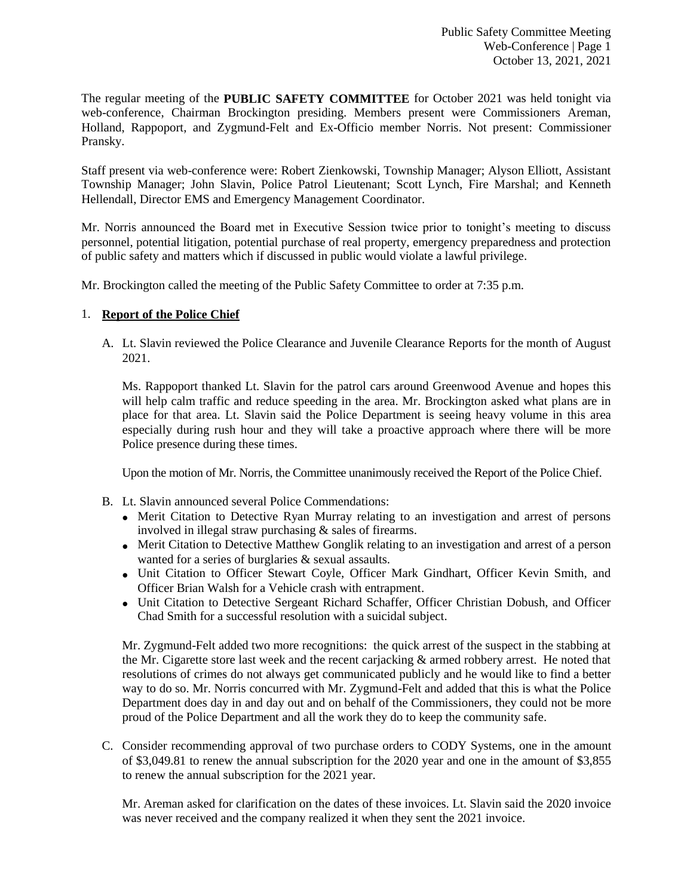The regular meeting of the **PUBLIC SAFETY COMMITTEE** for October 2021 was held tonight via web-conference, Chairman Brockington presiding. Members present were Commissioners Areman, Holland, Rappoport, and Zygmund-Felt and Ex-Officio member Norris. Not present: Commissioner Pransky.

Staff present via web-conference were: Robert Zienkowski, Township Manager; Alyson Elliott, Assistant Township Manager; John Slavin, Police Patrol Lieutenant; Scott Lynch, Fire Marshal; and Kenneth Hellendall, Director EMS and Emergency Management Coordinator.

Mr. Norris announced the Board met in Executive Session twice prior to tonight's meeting to discuss personnel, potential litigation, potential purchase of real property, emergency preparedness and protection of public safety and matters which if discussed in public would violate a lawful privilege.

Mr. Brockington called the meeting of the Public Safety Committee to order at 7:35 p.m.

1. **Report of the Police Chief**

   A. Lt. Slavin reviewed the Police Clearance and Juvenile Clearance Reports for the month of August 2021.

      Ms. Rappoport thanked Lt. Slavin for the patrol cars around Greenwood Avenue and hopes this will help calm traffic and reduce speeding in the area. Mr. Brockington asked what plans are in place for that area. Lt. Slavin said the Police Department is seeing heavy volume in this area especially during rush hour and they will take a proactive approach where there will be more Police presence during these times.

      Upon the motion of Mr. Norris, the Committee unanimously received the Report of the Police Chief.

   B. Lt. Slavin announced several Police Commendations:
      - Merit Citation to Detective Ryan Murray relating to an investigation and arrest of persons involved in illegal straw purchasing & sales of firearms.
      - Merit Citation to Detective Matthew Gonglik relating to an investigation and arrest of a person wanted for a series of burglaries & sexual assaults.
      - Unit Citation to Officer Stewart Coyle, Officer Mark Gindhart, Officer Kevin Smith, and Officer Brian Walsh for a Vehicle crash with entrapment.
      - Unit Citation to Detective Sergeant Richard Schaffer, Officer Christian Dobush, and Officer Chad Smith for a successful resolution with a suicidal subject.

      Mr. Zygmund-Felt added two more recognitions: the quick arrest of the suspect in the stabbing at the Mr. Cigarette store last week and the recent carjacking & armed robbery arrest. He noted that resolutions of crimes do not always get communicated publicly and he would like to find a better way to do so. Mr. Norris concurred with Mr. Zygmund-Felt and added that this is what the Police Department does day in and day out and on behalf of the Commissioners, they could not be more proud of the Police Department and all the work they do to keep the community safe.

   C. Consider recommending approval of two purchase orders to CODY Systems, one in the amount of $3,049.81 to renew the annual subscription for the 2020 year and one in the amount of $3,855 to renew the annual subscription for the 2021 year.

      Mr. Areman asked for clarification on the dates of these invoices. Lt. Slavin said the 2020 invoice was never received and the company realized it when they sent the 2021 invoice.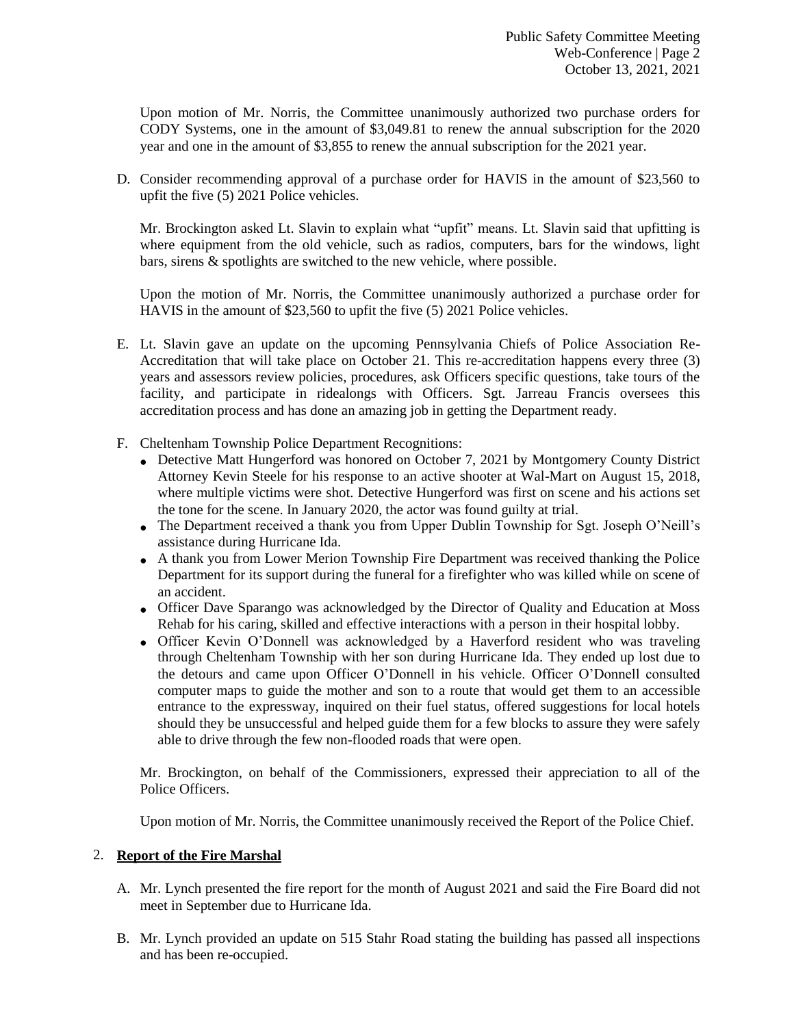Upon motion of Mr. Norris, the Committee unanimously authorized two purchase orders for CODY Systems, one in the amount of $3,049.81 to renew the annual subscription for the 2020 year and one in the amount of $3,855 to renew the annual subscription for the 2021 year.

D. Consider recommending approval of a purchase order for HAVIS in the amount of $23,560 to upfit the five (5) 2021 Police vehicles.

   Mr. Brockington asked Lt. Slavin to explain what "upfit" means. Lt. Slavin said that upfitting is where equipment from the old vehicle, such as radios, computers, bars for the windows, light bars, sirens & spotlights are switched to the new vehicle, where possible.

   Upon the motion of Mr. Norris, the Committee unanimously authorized a purchase order for HAVIS in the amount of $23,560 to upfit the five (5) 2021 Police vehicles.

E. Lt. Slavin gave an update on the upcoming Pennsylvania Chiefs of Police Association Re-Accreditation that will take place on October 21. This re-accreditation happens every three (3) years and assessors review policies, procedures, ask Officers specific questions, take tours of the facility, and participate in ridealongs with Officers. Sgt. Jarreau Francis oversees this accreditation process and has done an amazing job in getting the Department ready.

F. Cheltenham Township Police Department Recognitions:
   - Detective Matt Hungerford was honored on October 7, 2021 by Montgomery County District Attorney Kevin Steele for his response to an active shooter at Wal-Mart on August 15, 2018, where multiple victims were shot. Detective Hungerford was first on scene and his actions set the tone for the scene. In January 2020, the actor was found guilty at trial.
   - The Department received a thank you from Upper Dublin Township for Sgt. Joseph O'Neill's assistance during Hurricane Ida.
   - A thank you from Lower Merion Township Fire Department was received thanking the Police Department for its support during the funeral for a firefighter who was killed while on scene of an accident.
   - Officer Dave Sparango was acknowledged by the Director of Quality and Education at Moss Rehab for his caring, skilled and effective interactions with a person in their hospital lobby.
   - Officer Kevin O'Donnell was acknowledged by a Haverford resident who was traveling through Cheltenham Township with her son during Hurricane Ida. They ended up lost due to the detours and came upon Officer O'Donnell in his vehicle. Officer O'Donnell consulted computer maps to guide the mother and son to a route that would get them to an accessible entrance to the expressway, inquired on their fuel status, offered suggestions for local hotels should they be unsuccessful and helped guide them for a few blocks to assure they were safely able to drive through the few non-flooded roads that were open.

   Mr. Brockington, on behalf of the Commissioners, expressed their appreciation to all of the Police Officers.

   Upon motion of Mr. Norris, the Committee unanimously received the Report of the Police Chief.

2. **Report of the Fire Marshal**

   A. Mr. Lynch presented the fire report for the month of August 2021 and said the Fire Board did not meet in September due to Hurricane Ida.

   B. Mr. Lynch provided an update on 515 Stahr Road stating the building has passed all inspections and has been re-occupied.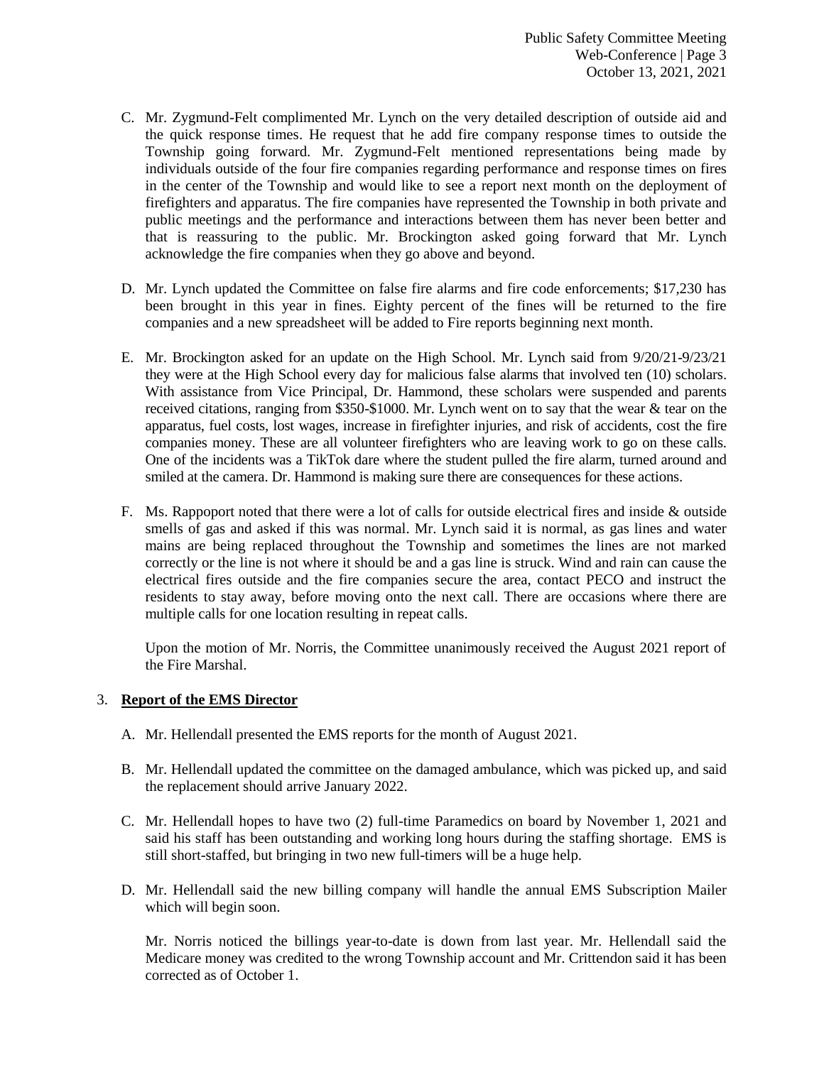C. Mr. Zygmund-Felt complimented Mr. Lynch on the very detailed description of outside aid and the quick response times. He request that he add fire company response times to outside the Township going forward. Mr. Zygmund-Felt mentioned representations being made by individuals outside of the four fire companies regarding performance and response times on fires in the center of the Township and would like to see a report next month on the deployment of firefighters and apparatus. The fire companies have represented the Township in both private and public meetings and the performance and interactions between them has never been better and that is reassuring to the public. Mr. Brockington asked going forward that Mr. Lynch acknowledge the fire companies when they go above and beyond.

D. Mr. Lynch updated the Committee on false fire alarms and fire code enforcements; $17,230 has been brought in this year in fines. Eighty percent of the fines will be returned to the fire companies and a new spreadsheet will be added to Fire reports beginning next month.

E. Mr. Brockington asked for an update on the High School. Mr. Lynch said from 9/20/21-9/23/21 they were at the High School every day for malicious false alarms that involved ten (10) scholars. With assistance from Vice Principal, Dr. Hammond, these scholars were suspended and parents received citations, ranging from $350-$1000. Mr. Lynch went on to say that the wear & tear on the apparatus, fuel costs, lost wages, increase in firefighter injuries, and risk of accidents, cost the fire companies money. These are all volunteer firefighters who are leaving work to go on these calls. One of the incidents was a TikTok dare where the student pulled the fire alarm, turned around and smiled at the camera. Dr. Hammond is making sure there are consequences for these actions.

F. Ms. Rappoport noted that there were a lot of calls for outside electrical fires and inside & outside smells of gas and asked if this was normal. Mr. Lynch said it is normal, as gas lines and water mains are being replaced throughout the Township and sometimes the lines are not marked correctly or the line is not where it should be and a gas line is struck. Wind and rain can cause the electrical fires outside and the fire companies secure the area, contact PECO and instruct the residents to stay away, before moving onto the next call. There are occasions where there are multiple calls for one location resulting in repeat calls.

Upon the motion of Mr. Norris, the Committee unanimously received the August 2021 report of the Fire Marshal.

3. **Report of the EMS Director**

A. Mr. Hellendall presented the EMS reports for the month of August 2021.

B. Mr. Hellendall updated the committee on the damaged ambulance, which was picked up, and said the replacement should arrive January 2022.

C. Mr. Hellendall hopes to have two (2) full-time Paramedics on board by November 1, 2021 and said his staff has been outstanding and working long hours during the staffing shortage. EMS is still short-staffed, but bringing in two new full-timers will be a huge help.

D. Mr. Hellendall said the new billing company will handle the annual EMS Subscription Mailer which will begin soon.

Mr. Norris noticed the billings year-to-date is down from last year. Mr. Hellendall said the Medicare money was credited to the wrong Township account and Mr. Crittendon said it has been corrected as of October 1.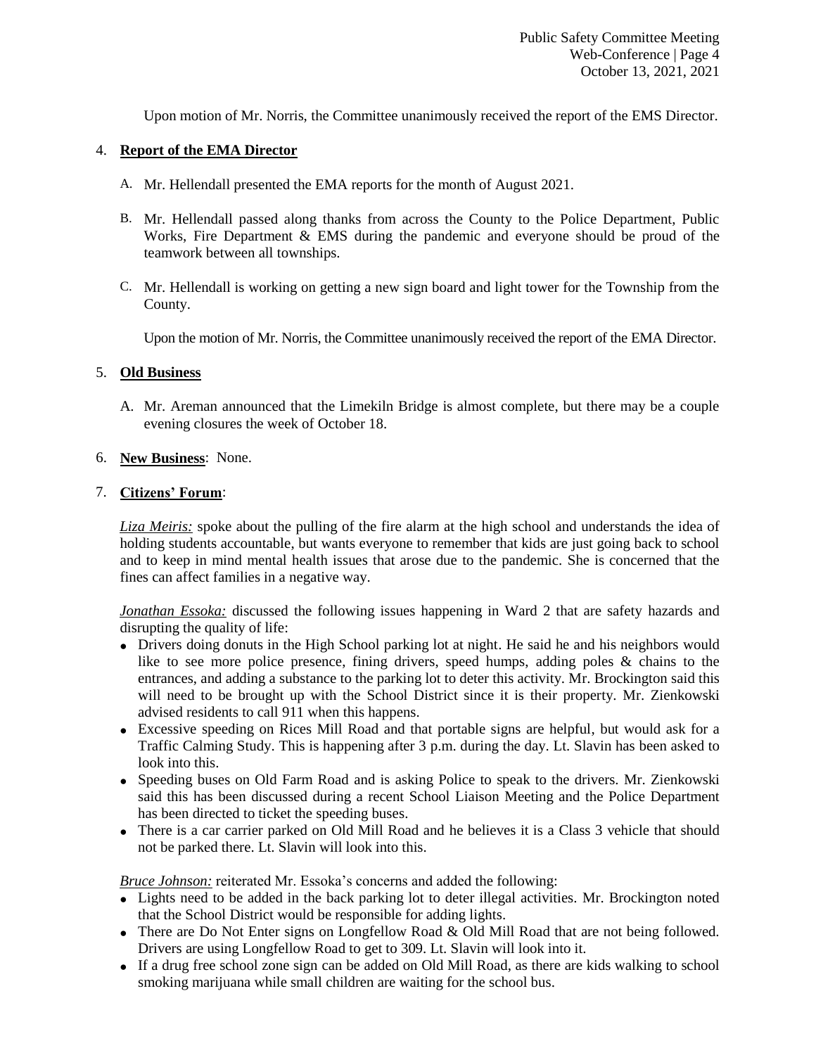Upon motion of Mr. Norris, the Committee unanimously received the report of the EMS Director.

4. **Report of the EMA Director**

   A. Mr. Hellendall presented the EMA reports for the month of August 2021.

   B. Mr. Hellendall passed along thanks from across the County to the Police Department, Public Works, Fire Department & EMS during the pandemic and everyone should be proud of the teamwork between all townships.

   C. Mr. Hellendall is working on getting a new sign board and light tower for the Township from the County.

   Upon the motion of Mr. Norris, the Committee unanimously received the report of the EMA Director.

5. **Old Business**

   A. Mr. Areman announced that the Limekiln Bridge is almost complete, but there may be a couple evening closures the week of October 18.

6. **New Business**: None.

7. **Citizens' Forum**:

   *Liza Meiris:* spoke about the pulling of the fire alarm at the high school and understands the idea of holding students accountable, but wants everyone to remember that kids are just going back to school and to keep in mind mental health issues that arose due to the pandemic. She is concerned that the fines can affect families in a negative way.

   *Jonathan Essoka:* discussed the following issues happening in Ward 2 that are safety hazards and disrupting the quality of life:

   - Drivers doing donuts in the High School parking lot at night. He said he and his neighbors would like to see more police presence, fining drivers, speed humps, adding poles & chains to the entrances, and adding a substance to the parking lot to deter this activity. Mr. Brockington said this will need to be brought up with the School District since it is their property. Mr. Zienkowski advised residents to call 911 when this happens.
   - Excessive speeding on Rices Mill Road and that portable signs are helpful, but would ask for a Traffic Calming Study. This is happening after 3 p.m. during the day. Lt. Slavin has been asked to look into this.
   - Speeding buses on Old Farm Road and is asking Police to speak to the drivers. Mr. Zienkowski said this has been discussed during a recent School Liaison Meeting and the Police Department has been directed to ticket the speeding buses.
   - There is a car carrier parked on Old Mill Road and he believes it is a Class 3 vehicle that should not be parked there. Lt. Slavin will look into this.

   *Bruce Johnson:* reiterated Mr. Essoka's concerns and added the following:

   - Lights need to be added in the back parking lot to deter illegal activities. Mr. Brockington noted that the School District would be responsible for adding lights.
   - There are Do Not Enter signs on Longfellow Road & Old Mill Road that are not being followed. Drivers are using Longfellow Road to get to 309. Lt. Slavin will look into it.
   - If a drug free school zone sign can be added on Old Mill Road, as there are kids walking to school smoking marijuana while small children are waiting for the school bus.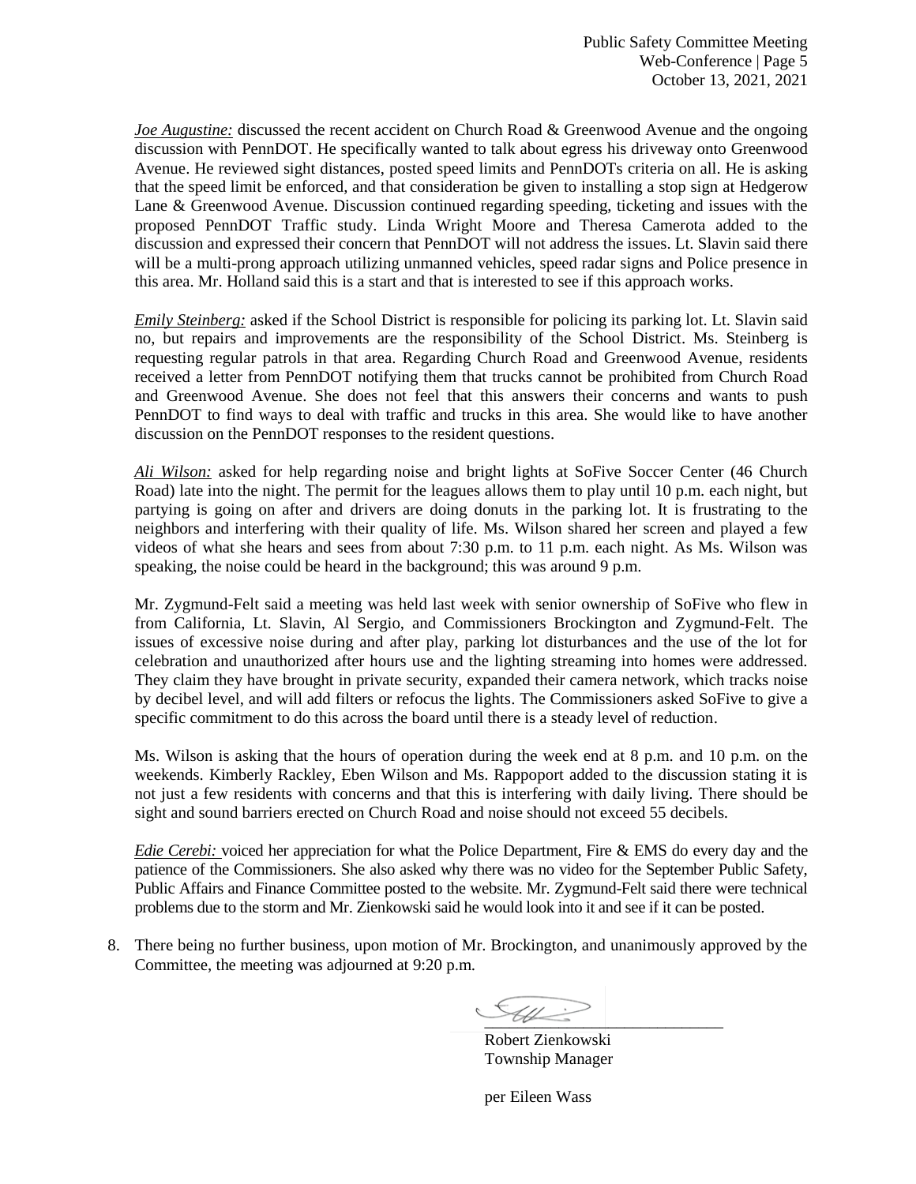*Joe Augustine:* discussed the recent accident on Church Road & Greenwood Avenue and the ongoing discussion with PennDOT. He specifically wanted to talk about egress his driveway onto Greenwood Avenue. He reviewed sight distances, posted speed limits and PennDOTs criteria on all. He is asking that the speed limit be enforced, and that consideration be given to installing a stop sign at Hedgerow Lane & Greenwood Avenue. Discussion continued regarding speeding, ticketing and issues with the proposed PennDOT Traffic study. Linda Wright Moore and Theresa Camerota added to the discussion and expressed their concern that PennDOT will not address the issues. Lt. Slavin said there will be a multi-prong approach utilizing unmanned vehicles, speed radar signs and Police presence in this area. Mr. Holland said this is a start and that is interested to see if this approach works.

*Emily Steinberg:* asked if the School District is responsible for policing its parking lot. Lt. Slavin said no, but repairs and improvements are the responsibility of the School District. Ms. Steinberg is requesting regular patrols in that area. Regarding Church Road and Greenwood Avenue, residents received a letter from PennDOT notifying them that trucks cannot be prohibited from Church Road and Greenwood Avenue. She does not feel that this answers their concerns and wants to push PennDOT to find ways to deal with traffic and trucks in this area. She would like to have another discussion on the PennDOT responses to the resident questions.

*Ali Wilson:* asked for help regarding noise and bright lights at SoFive Soccer Center (46 Church Road) late into the night. The permit for the leagues allows them to play until 10 p.m. each night, but partying is going on after and drivers are doing donuts in the parking lot. It is frustrating to the neighbors and interfering with their quality of life. Ms. Wilson shared her screen and played a few videos of what she hears and sees from about 7:30 p.m. to 11 p.m. each night. As Ms. Wilson was speaking, the noise could be heard in the background; this was around 9 p.m.

Mr. Zygmund-Felt said a meeting was held last week with senior ownership of SoFive who flew in from California, Lt. Slavin, Al Sergio, and Commissioners Brockington and Zygmund-Felt. The issues of excessive noise during and after play, parking lot disturbances and the use of the lot for celebration and unauthorized after hours use and the lighting streaming into homes were addressed. They claim they have brought in private security, expanded their camera network, which tracks noise by decibel level, and will add filters or refocus the lights. The Commissioners asked SoFive to give a specific commitment to do this across the board until there is a steady level of reduction.

Ms. Wilson is asking that the hours of operation during the week end at 8 p.m. and 10 p.m. on the weekends. Kimberly Rackley, Eben Wilson and Ms. Rappoport added to the discussion stating it is not just a few residents with concerns and that this is interfering with daily living. There should be sight and sound barriers erected on Church Road and noise should not exceed 55 decibels.

*Edie Cerebi:* voiced her appreciation for what the Police Department, Fire & EMS do every day and the patience of the Commissioners. She also asked why there was no video for the September Public Safety, Public Affairs and Finance Committee posted to the website. Mr. Zygmund-Felt said there were technical problems due to the storm and Mr. Zienkowski said he would look into it and see if it can be posted.

8. There being no further business, upon motion of Mr. Brockington, and unanimously approved by the Committee, the meeting was adjourned at 9:20 p.m.

Robert Zienkowski
Township Manager

per Eileen Wass